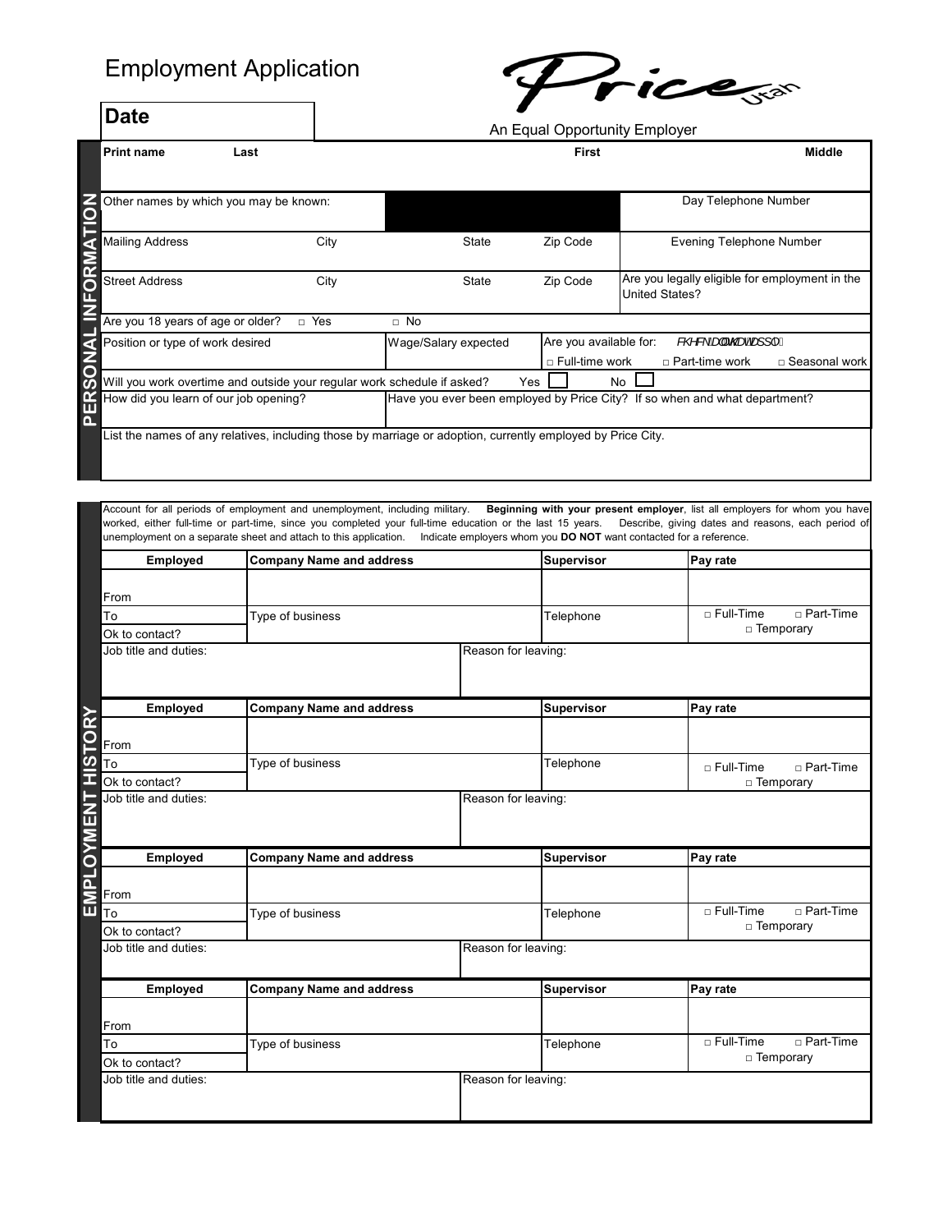# Employment Application

Price Utah

An Equal Opportunity Employer

**Date**

## PERSONAL INFORMATION

| **Print name** Last | | **First** | **Middle** |
|---|---|---|---|
| Other names by which you may be known: | | | Day Telephone Number |
| Mailing Address / City / State / Zip Code | | | Evening Telephone Number |
| Street Address / City / State / Zip Code | | | Are you legally eligible for employment in the United States? |
| Are you 18 years of age or older? □ Yes □ No | | | |
| Position or type of work desired | Wage/Salary expected | Are you available for: (check all that apply) □ Full-time work □ Part-time work □ Seasonal work | |
| Will you work overtime and outside your regular work schedule if asked? Yes ☐ No ☐ | | | |
| How did you learn of our job opening? | Have you ever been employed by Price City? If so when and what department? | | |
| List the names of any relatives, including those by marriage or adoption, currently employed by Price City. | | | |

## EMPLOYMENT HISTORY

Account for all periods of employment and unemployment, including military. **Beginning with your present employer**, list all employers for whom you have worked, either full-time or part-time, since you completed your full-time education or the last 15 years. Describe, giving dates and reasons, each period of unemployment on a separate sheet and attach to this application. Indicate employers whom you **DO NOT** want contacted for a reference.

| **Employed** | **Company Name and address** | **Supervisor** | **Pay rate** |
|---|---|---|---|
| From | | | |
| To | Type of business | Telephone | □ Full-Time □ Part-Time □ Temporary |
| Ok to contact? | | | |
| Job title and duties: | Reason for leaving: | | |

| **Employed** | **Company Name and address** | **Supervisor** | **Pay rate** |
|---|---|---|---|
| From | | | |
| To | Type of business | Telephone | □ Full-Time □ Part-Time □ Temporary |
| Ok to contact? | | | |
| Job title and duties: | Reason for leaving: | | |

| **Employed** | **Company Name and address** | **Supervisor** | **Pay rate** |
|---|---|---|---|
| From | | | |
| To | Type of business | Telephone | □ Full-Time □ Part-Time □ Temporary |
| Ok to contact? | | | |
| Job title and duties: | Reason for leaving: | | |

| **Employed** | **Company Name and address** | **Supervisor** | **Pay rate** |
|---|---|---|---|
| From | | | |
| To | Type of business | Telephone | □ Full-Time □ Part-Time □ Temporary |
| Ok to contact? | | | |
| Job title and duties: | Reason for leaving: | | |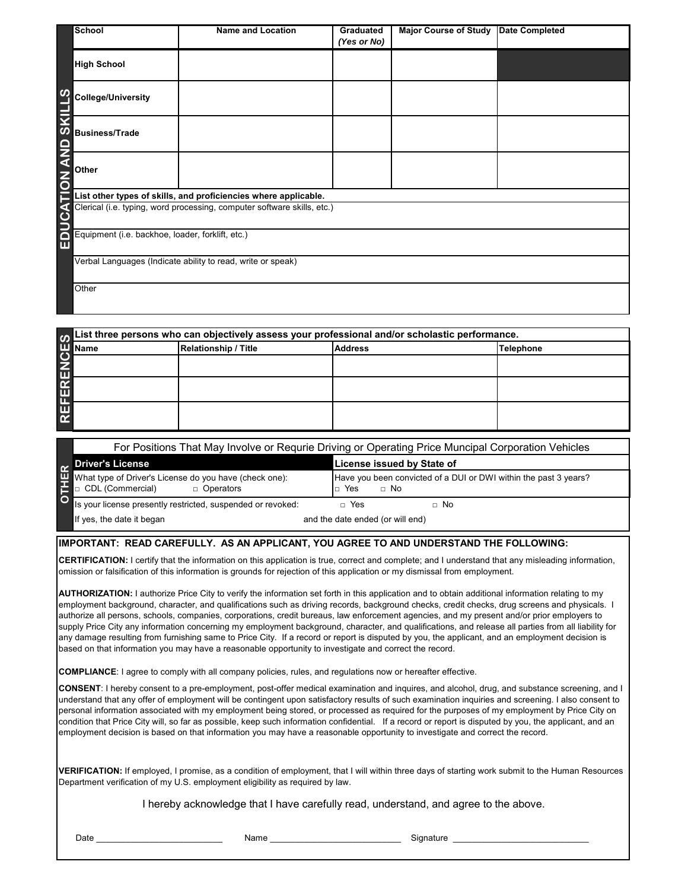## EDUCATION AND SKILLS

| School | Name and Location | Graduated *(Yes or No)* | Major Course of Study | Date Completed |
|---|---|---|---|---|
| High School | | | | |
| College/University | | | | |
| Business/Trade | | | | |
| Other | | | | |

**List other types of skills, and proficiencies where applicable.**

Clerical (i.e. typing, word processing, computer software skills, etc.)

Equipment (i.e. backhoe, loader, forklift, etc.)

Verbal Languages (Indicate ability to read, write or speak)

Other

## REFERENCES

**List three persons who can objectively assess your professional and/or scholastic performance.**

| Name | Relationship / Title | Address | Telephone |
|---|---|---|---|
| | | | |
| | | | |
| | | | |

## OTHER

For Positions That May Involve or Requrie Driving or Operating Price Muncipal Corporation Vehicles

| **Driver's License** | **License issued by State of** |
|---|---|
| What type of Driver's License do you have (check one): □ CDL (Commercial) □ Operators | Have you been convicted of a DUI or DWI within the past 3 years? □ Yes □ No |

Is your license presently restricted, suspended or revoked: □ Yes □ No

If yes, the date it began and the date ended (or will end)

**IMPORTANT: READ CAREFULLY. AS AN APPLICANT, YOU AGREE TO AND UNDERSTAND THE FOLLOWING:**

**CERTIFICATION:** I certify that the information on this application is true, correct and complete; and I understand that any misleading information, omission or falsification of this information is grounds for rejection of this application or my dismissal from employment.

**AUTHORIZATION:** I authorize Price City to verify the information set forth in this application and to obtain additional information relating to my employment background, character, and qualifications such as driving records, background checks, credit checks, drug screens and physicals. I authorize all persons, schools, companies, corporations, credit bureaus, law enforcement agencies, and my present and/or prior employers to supply Price City any information concerning my employment background, character, and qualifications, and release all parties from all liability for any damage resulting from furnishing same to Price City. If a record or report is disputed by you, the applicant, and an employment decision is based on that information you may have a reasonable opportunity to investigate and correct the record.

**COMPLIANCE**: I agree to comply with all company policies, rules, and regulations now or hereafter effective.

**CONSENT**: I hereby consent to a pre-employment, post-offer medical examination and inquires, and alcohol, drug, and substance screening, and I understand that any offer of employment will be contingent upon satisfactory results of such examination inquiries and screening. I also consent to personal information associated with my employment being stored, or processed as required for the purposes of my employment by Price City on condition that Price City will, so far as possible, keep such information confidential. If a record or report is disputed by you, the applicant, and an employment decision is based on that information you may have a reasonable opportunity to investigate and correct the record.

**VERIFICATION:** If employed, I promise, as a condition of employment, that I will within three days of starting work submit to the Human Resources Department verification of my U.S. employment eligibility as required by law.

I hereby acknowledge that I have carefully read, understand, and agree to the above.

Date \_\_\_\_\_\_\_\_\_\_\_\_\_\_\_\_\_\_\_\_\_\_\_\_\_ Name \_\_\_\_\_\_\_\_\_\_\_\_\_\_\_\_\_\_\_\_\_\_\_\_\_\_ Signature \_\_\_\_\_\_\_\_\_\_\_\_\_\_\_\_\_\_\_\_\_\_\_\_\_\_\_